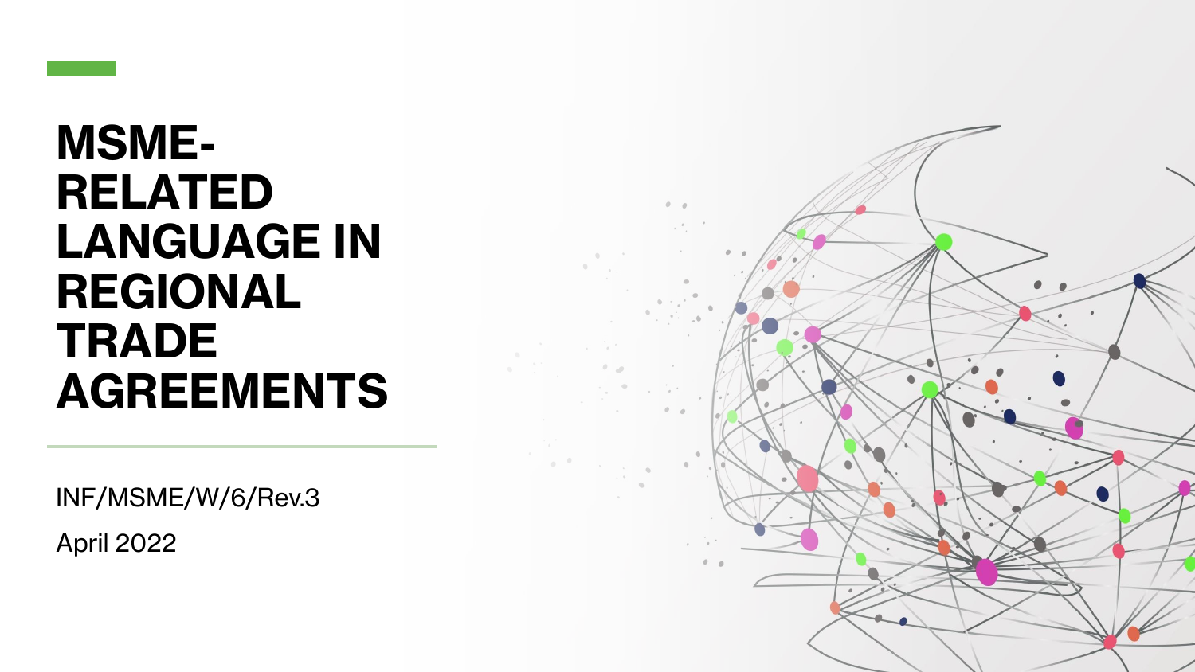# MSME-RELATED LANGUAGE IN REGIONAL TRADE AGREEMENTS

INF/MSME/W/6/Rev.3

April 2022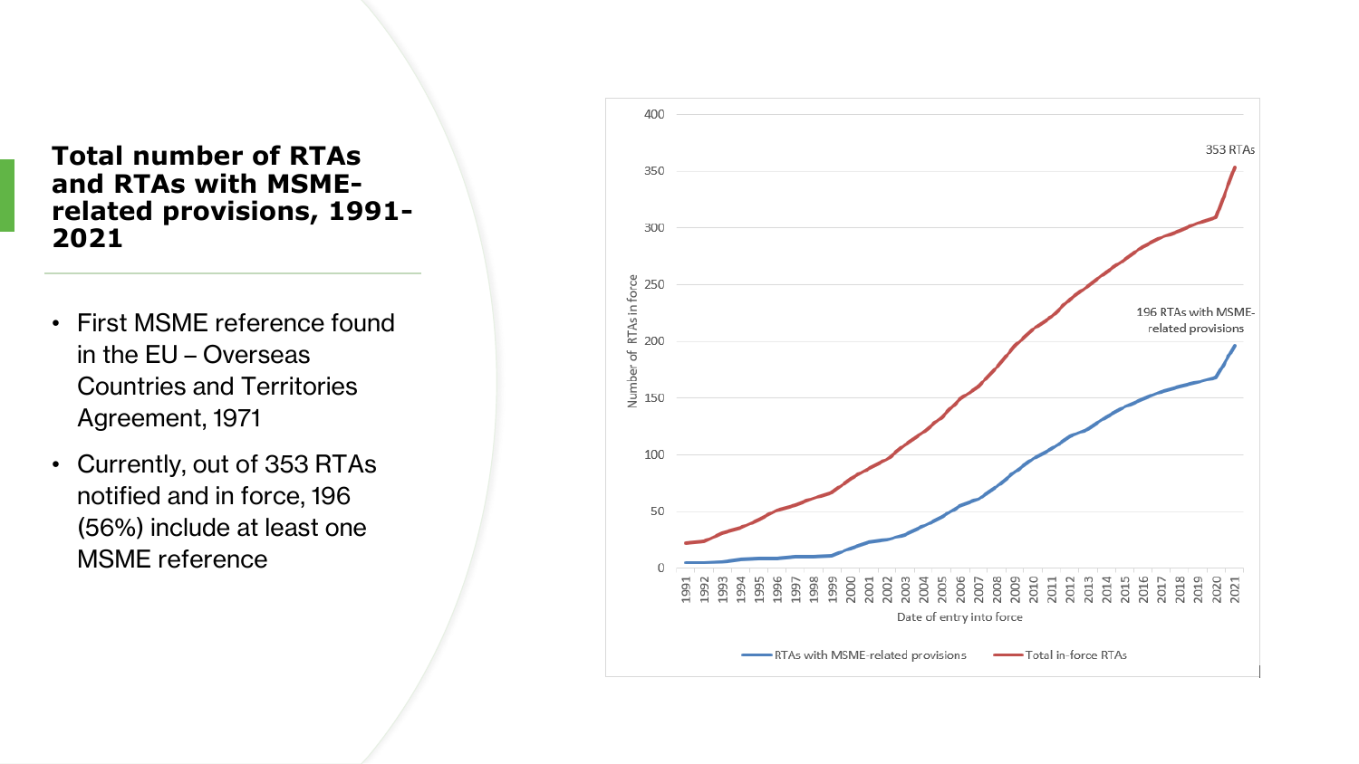## Total number of RTAs and RTAs with MSME-related provisions, 1991-2021

- First MSME reference found in the EU – Overseas Countries and Territories Agreement, 1971
- Currently, out of 353 RTAs notified and in force, 196 (56%) include at least one MSME reference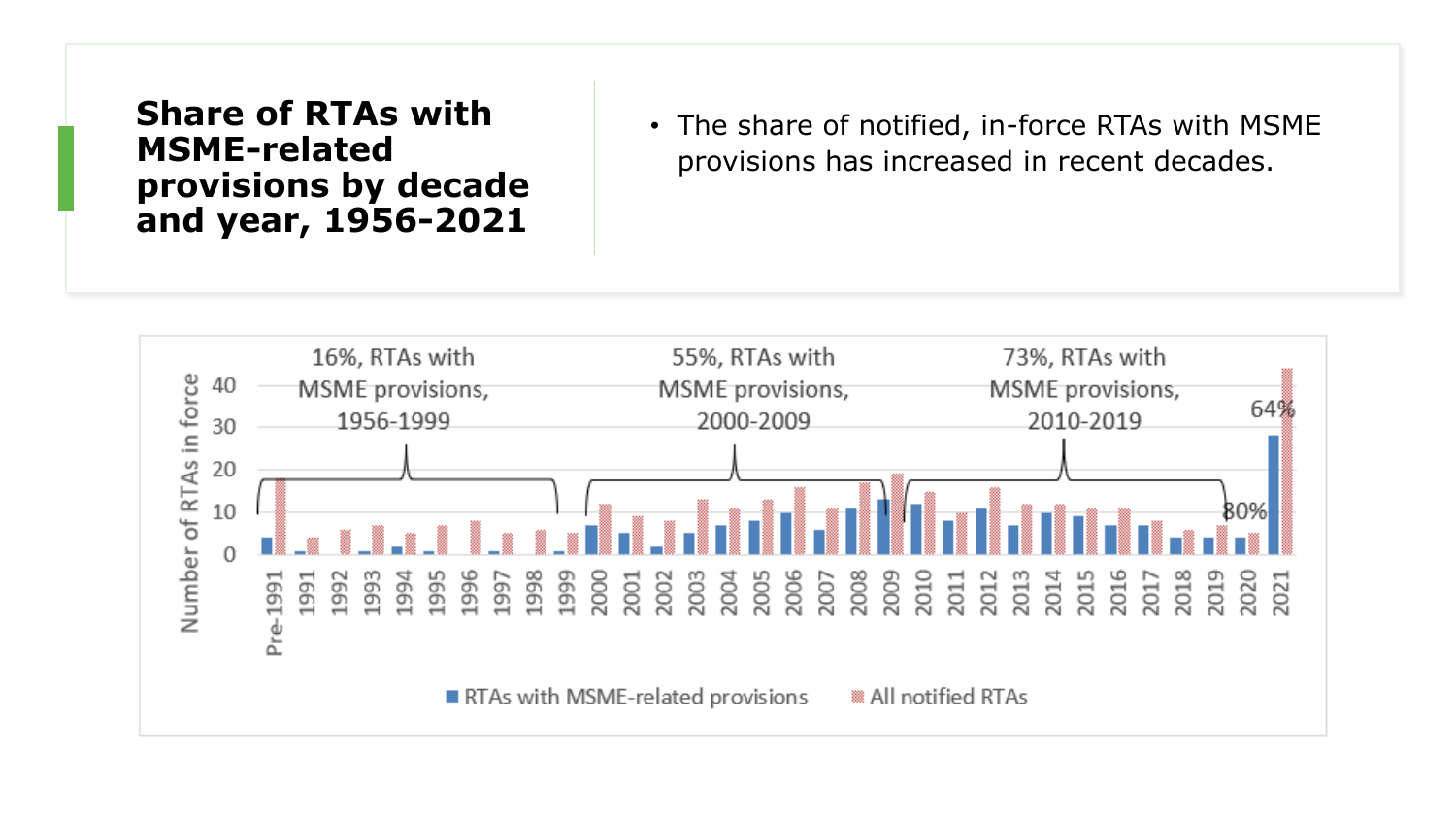# Share of RTAs with MSME-related provisions by decade and year, 1956-2021

- The share of notified, in-force RTAs with MSME provisions has increased in recent decades.

16%, RTAs with MSME provisions, 1956-1999

55%, RTAs with MSME provisions, 2000-2009

73%, RTAs with MSME provisions, 2010-2019

80%

64%

Number of RTAs in force

0 10 20 30 40

Pre-1991 1991 1992 1993 1994 1995 1996 1997 1998 1999 2000 2001 2002 2003 2004 2005 2006 2007 2008 2009 2010 2011 2012 2013 2014 2015 2016 2017 2018 2019 2020 2021

RTAs with MSME-related provisions | All notified RTAs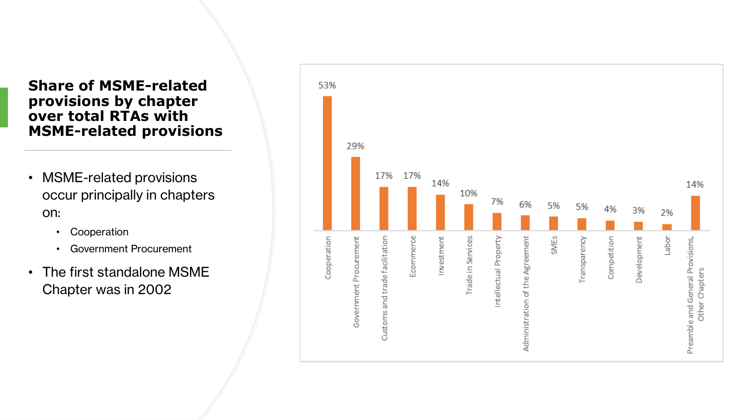## Share of MSME-related provisions by chapter over total RTAs with MSME-related provisions

- MSME-related provisions occur principally in chapters on:
  - Cooperation
  - Government Procurement
- The first standalone MSME Chapter was in 2002

| Chapter | Share |
|---|---|
| Cooperation | 53% |
| Government Procurement | 29% |
| Customs and trade facilitation | 17% |
| Ecommerce | 17% |
| Investment | 14% |
| Trade in Services | 10% |
| Intellectual Property | 7% |
| Administration of the Agreement | 6% |
| SMEs | 5% |
| Transparency | 5% |
| Competition | 4% |
| Development | 3% |
| Labor | 2% |
| Preamble and General Provisions, Other Chapters | 14% |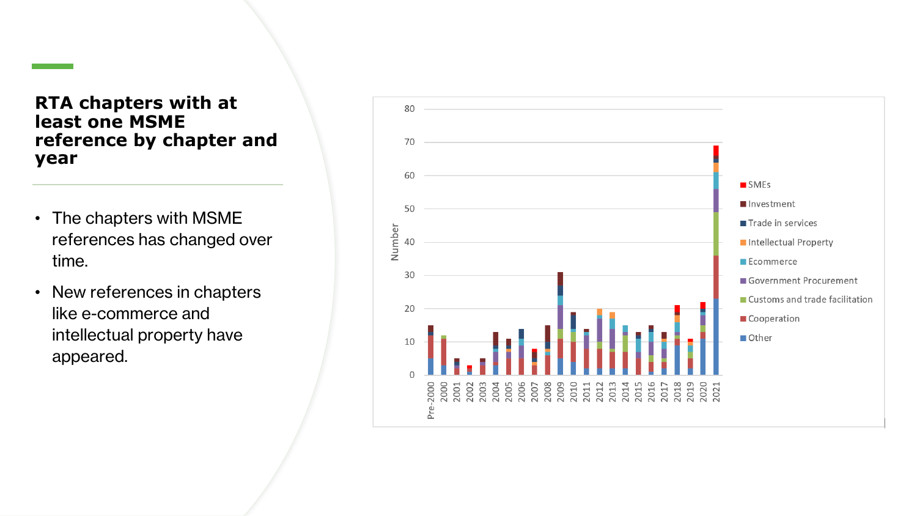## RTA chapters with at least one MSME reference by chapter and year

- The chapters with MSME references has changed over time.
- New references in chapters like e-commerce and intellectual property have appeared.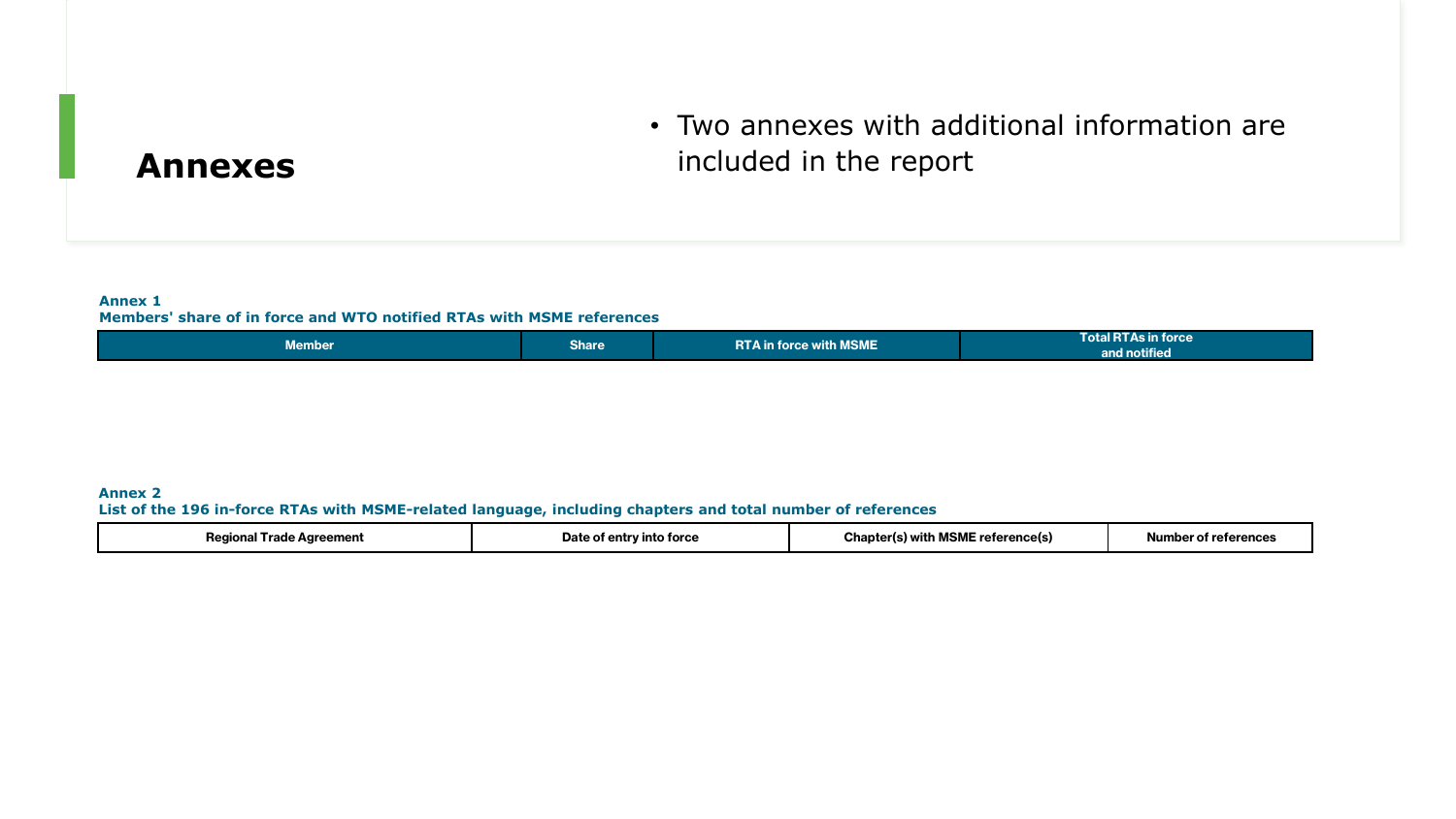## Annexes

- Two annexes with additional information are included in the report

**Annex 1**
**Members' share of in force and WTO notified RTAs with MSME references**

| Member | Share | RTA in force with MSME | Total RTAs in force and notified |
|---|---|---|---|

**Annex 2**
**List of the 196 in-force RTAs with MSME-related language, including chapters and total number of references**

| Regional Trade Agreement | Date of entry into force | Chapter(s) with MSME reference(s) | Number of references |
|---|---|---|---|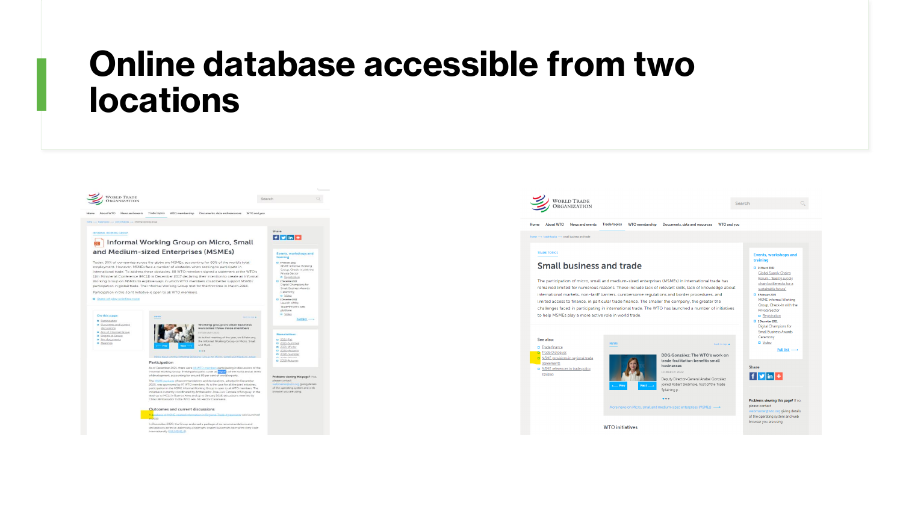# Online database accessible from two locations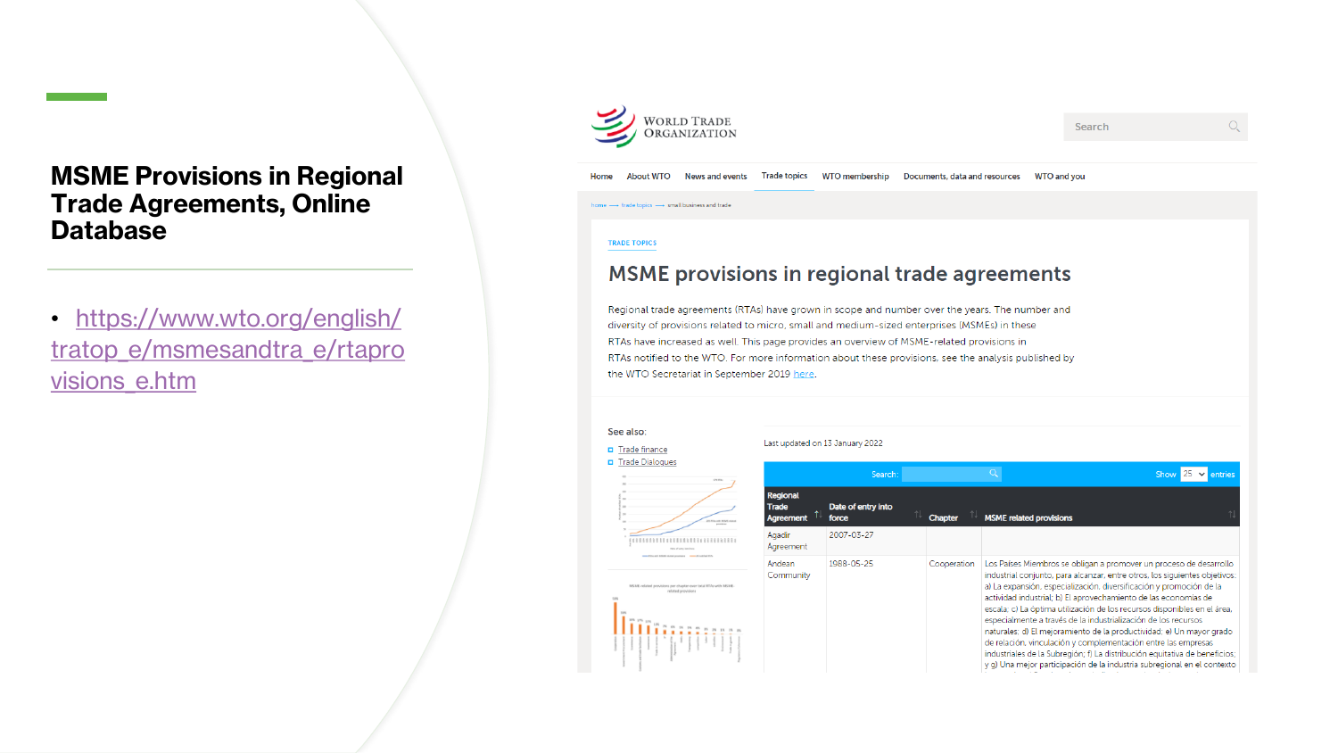# MSME Provisions in Regional Trade Agreements, Online Database

- https://www.wto.org/english/tratop_e/msmesandtra_e/rtaprovisions_e.htm

WORLD TRADE ORGANIZATION

Search

Home | About WTO | News and events | Trade topics | WTO membership | Documents, data and resources | WTO and you

home → trade topics → small business and trade

TRADE TOPICS

## MSME provisions in regional trade agreements

Regional trade agreements (RTAs) have grown in scope and number over the years. The number and diversity of provisions related to micro, small and medium-sized enterprises (MSMEs) in these RTAs have increased as well. This page provides an overview of MSME-related provisions in RTAs notified to the WTO. For more information about these provisions, see the analysis published by the WTO Secretariat in September 2019 here.

See also:

- Trade finance
- Trade Dialogues

Last updated on 13 January 2022

Search:

Show 25 entries

| Regional Trade Agreement | Date of entry into force | Chapter | MSME related provisions |
|---|---|---|---|
| Agadir Agreement | 2007-03-27 | | |
| Andean Community | 1988-05-25 | Cooperation | Los Países Miembros se obligan a promover un proceso de desarrollo industrial conjunto, para alcanzar, entre otros, los siguientes objetivos: a) La expansión, especialización, diversificación y promoción de la actividad industrial; b) El aprovechamiento de las economías de escala; c) La óptima utilización de los recursos disponibles en el área, especialmente a través de la industrialización de los recursos naturales; d) El mejoramiento de la productividad; e) Un mayor grado de relación, vinculación y complementación entre las empresas industriales de la Subregión; f) La distribución equitativa de beneficios; y g) Una mejor participación de la industria subregional en el contexto |